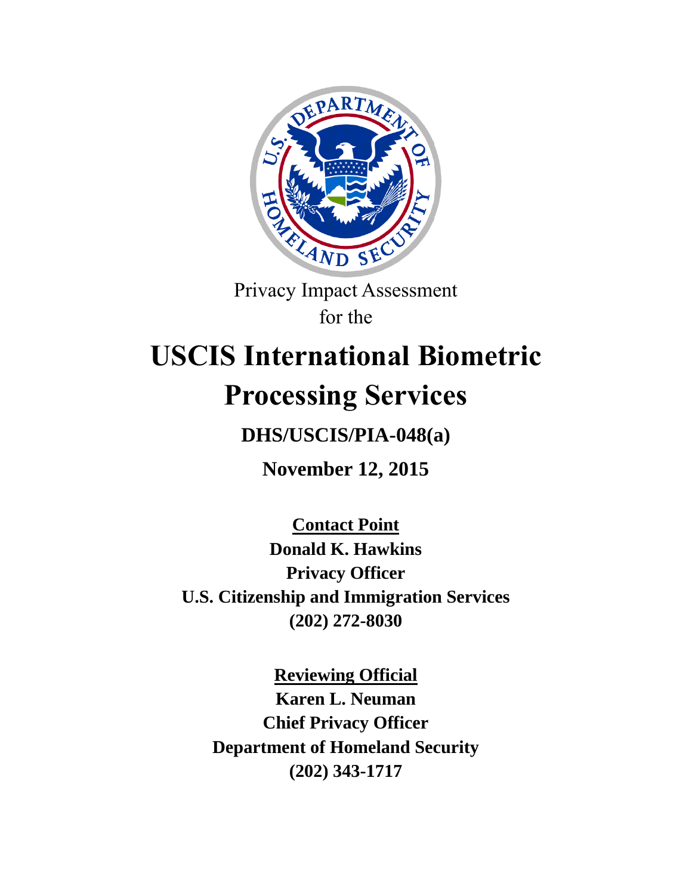Privacy Impact Assessment
for the

# USCIS International Biometric Processing Services

**DHS/USCIS/PIA-048(a)**

**November 12, 2015**

**Contact Point**
**Donald K. Hawkins**
**Privacy Officer**
**U.S. Citizenship and Immigration Services**
**(202) 272-8030**

**Reviewing Official**
**Karen L. Neuman**
**Chief Privacy Officer**
**Department of Homeland Security**
**(202) 343-1717**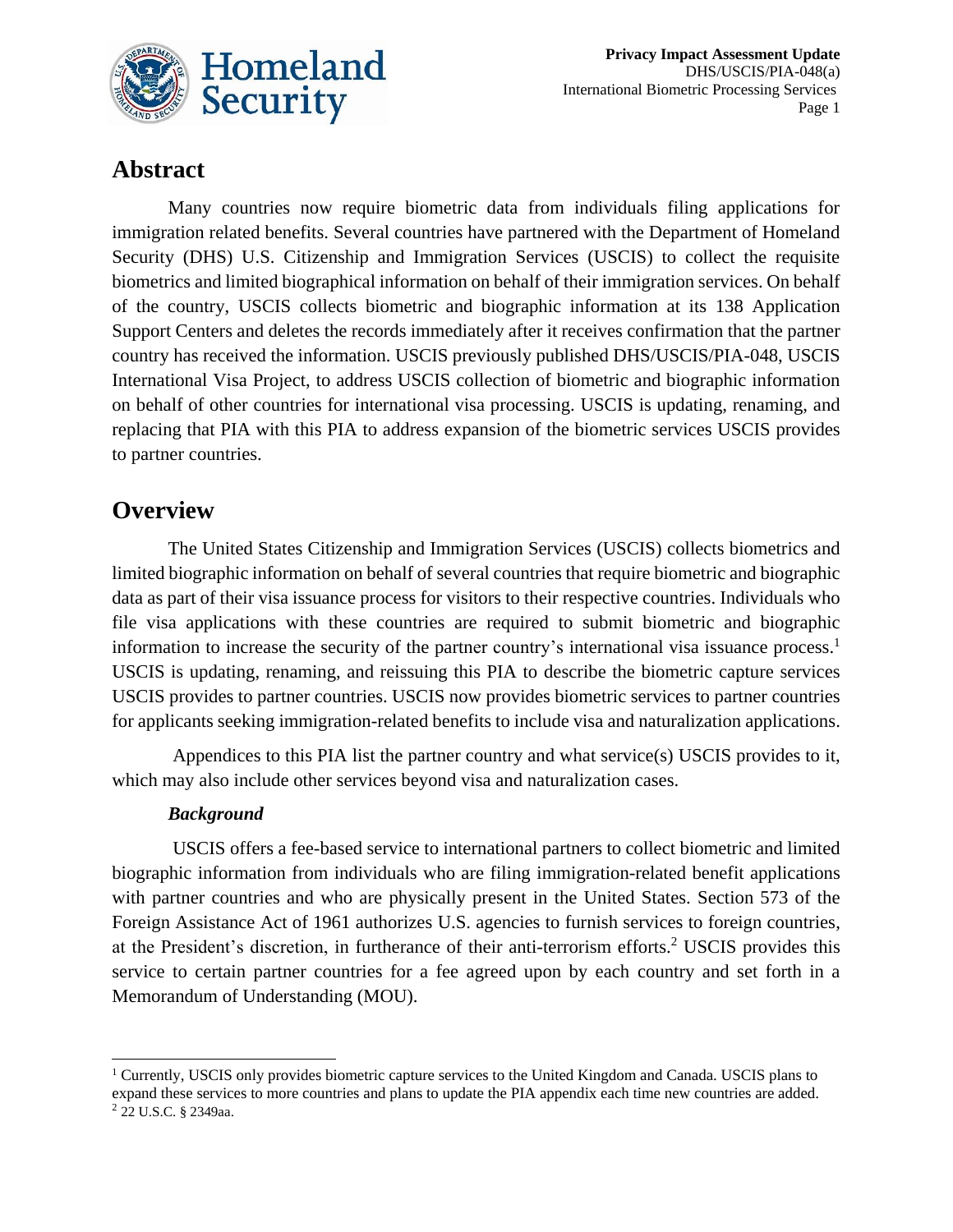## Abstract

Many countries now require biometric data from individuals filing applications for immigration related benefits. Several countries have partnered with the Department of Homeland Security (DHS) U.S. Citizenship and Immigration Services (USCIS) to collect the requisite biometrics and limited biographical information on behalf of their immigration services. On behalf of the country, USCIS collects biometric and biographic information at its 138 Application Support Centers and deletes the records immediately after it receives confirmation that the partner country has received the information. USCIS previously published DHS/USCIS/PIA-048, USCIS International Visa Project, to address USCIS collection of biometric and biographic information on behalf of other countries for international visa processing. USCIS is updating, renaming, and replacing that PIA with this PIA to address expansion of the biometric services USCIS provides to partner countries.

## Overview

The United States Citizenship and Immigration Services (USCIS) collects biometrics and limited biographic information on behalf of several countries that require biometric and biographic data as part of their visa issuance process for visitors to their respective countries. Individuals who file visa applications with these countries are required to submit biometric and biographic information to increase the security of the partner country's international visa issuance process.[1] USCIS is updating, renaming, and reissuing this PIA to describe the biometric capture services USCIS provides to partner countries. USCIS now provides biometric services to partner countries for applicants seeking immigration-related benefits to include visa and naturalization applications.

Appendices to this PIA list the partner country and what service(s) USCIS provides to it, which may also include other services beyond visa and naturalization cases.

### *Background*

USCIS offers a fee-based service to international partners to collect biometric and limited biographic information from individuals who are filing immigration-related benefit applications with partner countries and who are physically present in the United States. Section 573 of the Foreign Assistance Act of 1961 authorizes U.S. agencies to furnish services to foreign countries, at the President's discretion, in furtherance of their anti-terrorism efforts.[2] USCIS provides this service to certain partner countries for a fee agreed upon by each country and set forth in a Memorandum of Understanding (MOU).

---

[1] Currently, USCIS only provides biometric capture services to the United Kingdom and Canada. USCIS plans to expand these services to more countries and plans to update the PIA appendix each time new countries are added.

[2] 22 U.S.C. § 2349aa.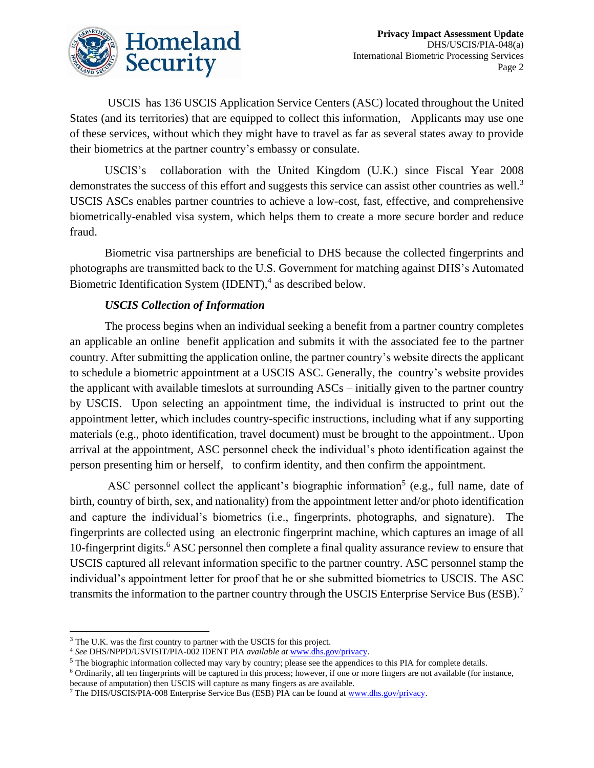USCIS has 136 USCIS Application Service Centers (ASC) located throughout the United States (and its territories) that are equipped to collect this information, Applicants may use one of these services, without which they might have to travel as far as several states away to provide their biometrics at the partner country's embassy or consulate.

USCIS's collaboration with the United Kingdom (U.K.) since Fiscal Year 2008 demonstrates the success of this effort and suggests this service can assist other countries as well.[3] USCIS ASCs enables partner countries to achieve a low-cost, fast, effective, and comprehensive biometrically-enabled visa system, which helps them to create a more secure border and reduce fraud.

Biometric visa partnerships are beneficial to DHS because the collected fingerprints and photographs are transmitted back to the U.S. Government for matching against DHS's Automated Biometric Identification System (IDENT),[4] as described below.

***USCIS Collection of Information***

The process begins when an individual seeking a benefit from a partner country completes an applicable an online benefit application and submits it with the associated fee to the partner country. After submitting the application online, the partner country's website directs the applicant to schedule a biometric appointment at a USCIS ASC. Generally, the country's website provides the applicant with available timeslots at surrounding ASCs – initially given to the partner country by USCIS. Upon selecting an appointment time, the individual is instructed to print out the appointment letter, which includes country-specific instructions, including what if any supporting materials (e.g., photo identification, travel document) must be brought to the appointment.. Upon arrival at the appointment, ASC personnel check the individual's photo identification against the person presenting him or herself, to confirm identity, and then confirm the appointment.

ASC personnel collect the applicant's biographic information[5] (e.g., full name, date of birth, country of birth, sex, and nationality) from the appointment letter and/or photo identification and capture the individual's biometrics (i.e., fingerprints, photographs, and signature). The fingerprints are collected using an electronic fingerprint machine, which captures an image of all 10-fingerprint digits.[6] ASC personnel then complete a final quality assurance review to ensure that USCIS captured all relevant information specific to the partner country. ASC personnel stamp the individual's appointment letter for proof that he or she submitted biometrics to USCIS. The ASC transmits the information to the partner country through the USCIS Enterprise Service Bus (ESB).[7]

---

[3] The U.K. was the first country to partner with the USCIS for this project.

[4] *See* DHS/NPPD/USVISIT/PIA-002 IDENT PIA *available at* www.dhs.gov/privacy.

[5] The biographic information collected may vary by country; please see the appendices to this PIA for complete details.

[6] Ordinarily, all ten fingerprints will be captured in this process; however, if one or more fingers are not available (for instance, because of amputation) then USCIS will capture as many fingers as are available.

[7] The DHS/USCIS/PIA-008 Enterprise Service Bus (ESB) PIA can be found at www.dhs.gov/privacy.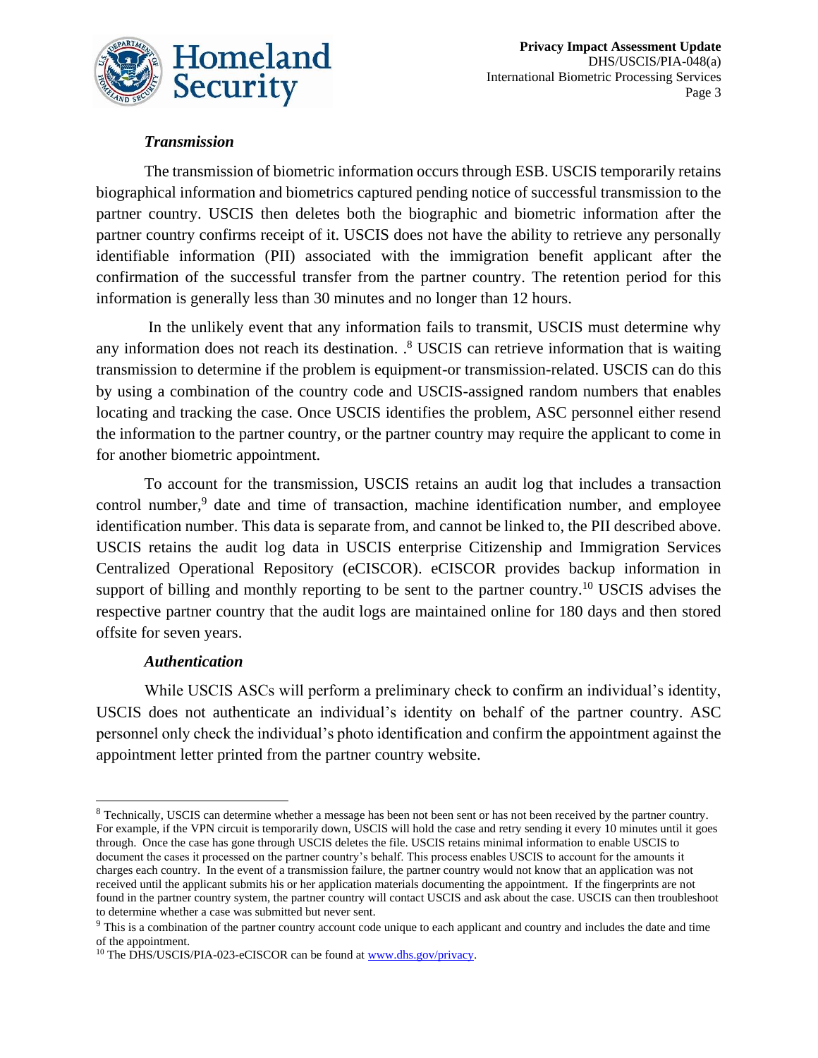***Transmission***

The transmission of biometric information occurs through ESB. USCIS temporarily retains biographical information and biometrics captured pending notice of successful transmission to the partner country. USCIS then deletes both the biographic and biometric information after the partner country confirms receipt of it. USCIS does not have the ability to retrieve any personally identifiable information (PII) associated with the immigration benefit applicant after the confirmation of the successful transfer from the partner country. The retention period for this information is generally less than 30 minutes and no longer than 12 hours.

In the unlikely event that any information fails to transmit, USCIS must determine why any information does not reach its destination. .[8] USCIS can retrieve information that is waiting transmission to determine if the problem is equipment-or transmission-related. USCIS can do this by using a combination of the country code and USCIS-assigned random numbers that enables locating and tracking the case. Once USCIS identifies the problem, ASC personnel either resend the information to the partner country, or the partner country may require the applicant to come in for another biometric appointment.

To account for the transmission, USCIS retains an audit log that includes a transaction control number,[9] date and time of transaction, machine identification number, and employee identification number. This data is separate from, and cannot be linked to, the PII described above. USCIS retains the audit log data in USCIS enterprise Citizenship and Immigration Services Centralized Operational Repository (eCISCOR). eCISCOR provides backup information in support of billing and monthly reporting to be sent to the partner country.[10] USCIS advises the respective partner country that the audit logs are maintained online for 180 days and then stored offsite for seven years.

***Authentication***

While USCIS ASCs will perform a preliminary check to confirm an individual's identity, USCIS does not authenticate an individual's identity on behalf of the partner country. ASC personnel only check the individual's photo identification and confirm the appointment against the appointment letter printed from the partner country website.

---

[8] Technically, USCIS can determine whether a message has been not been sent or has not been received by the partner country. For example, if the VPN circuit is temporarily down, USCIS will hold the case and retry sending it every 10 minutes until it goes through. Once the case has gone through USCIS deletes the file. USCIS retains minimal information to enable USCIS to document the cases it processed on the partner country's behalf. This process enables USCIS to account for the amounts it charges each country. In the event of a transmission failure, the partner country would not know that an application was not received until the applicant submits his or her application materials documenting the appointment. If the fingerprints are not found in the partner country system, the partner country will contact USCIS and ask about the case. USCIS can then troubleshoot to determine whether a case was submitted but never sent.

[9] This is a combination of the partner country account code unique to each applicant and country and includes the date and time of the appointment.

[10] The DHS/USCIS/PIA-023-eCISCOR can be found at www.dhs.gov/privacy.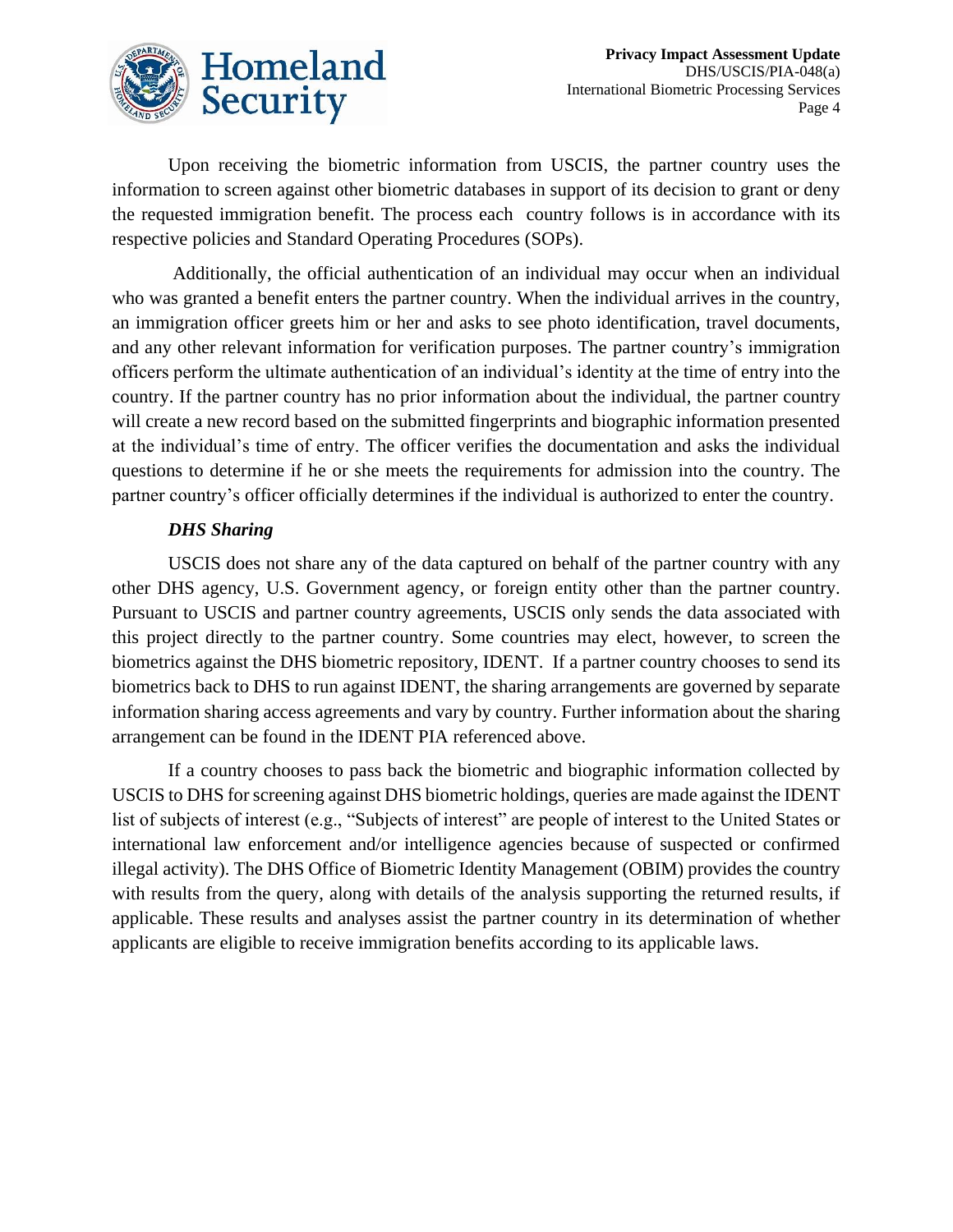Upon receiving the biometric information from USCIS, the partner country uses the information to screen against other biometric databases in support of its decision to grant or deny the requested immigration benefit. The process each country follows is in accordance with its respective policies and Standard Operating Procedures (SOPs).

Additionally, the official authentication of an individual may occur when an individual who was granted a benefit enters the partner country. When the individual arrives in the country, an immigration officer greets him or her and asks to see photo identification, travel documents, and any other relevant information for verification purposes. The partner country's immigration officers perform the ultimate authentication of an individual's identity at the time of entry into the country. If the partner country has no prior information about the individual, the partner country will create a new record based on the submitted fingerprints and biographic information presented at the individual's time of entry. The officer verifies the documentation and asks the individual questions to determine if he or she meets the requirements for admission into the country. The partner country's officer officially determines if the individual is authorized to enter the country.

***DHS Sharing***

USCIS does not share any of the data captured on behalf of the partner country with any other DHS agency, U.S. Government agency, or foreign entity other than the partner country. Pursuant to USCIS and partner country agreements, USCIS only sends the data associated with this project directly to the partner country. Some countries may elect, however, to screen the biometrics against the DHS biometric repository, IDENT. If a partner country chooses to send its biometrics back to DHS to run against IDENT, the sharing arrangements are governed by separate information sharing access agreements and vary by country. Further information about the sharing arrangement can be found in the IDENT PIA referenced above.

If a country chooses to pass back the biometric and biographic information collected by USCIS to DHS for screening against DHS biometric holdings, queries are made against the IDENT list of subjects of interest (e.g., "Subjects of interest" are people of interest to the United States or international law enforcement and/or intelligence agencies because of suspected or confirmed illegal activity). The DHS Office of Biometric Identity Management (OBIM) provides the country with results from the query, along with details of the analysis supporting the returned results, if applicable. These results and analyses assist the partner country in its determination of whether applicants are eligible to receive immigration benefits according to its applicable laws.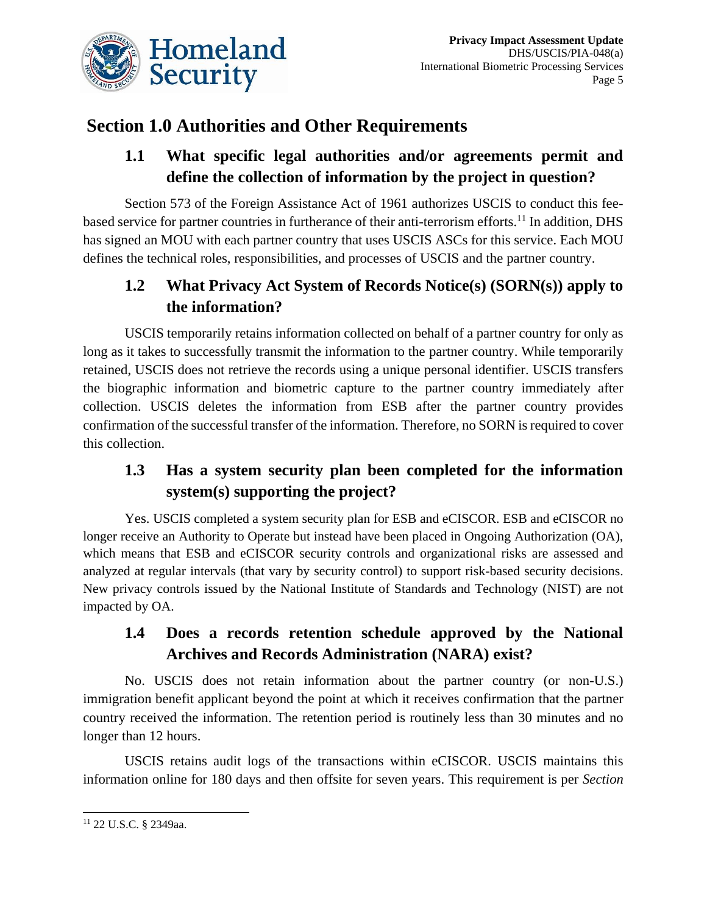## Section 1.0 Authorities and Other Requirements

### 1.1 What specific legal authorities and/or agreements permit and define the collection of information by the project in question?

Section 573 of the Foreign Assistance Act of 1961 authorizes USCIS to conduct this fee-based service for partner countries in furtherance of their anti-terrorism efforts.[11] In addition, DHS has signed an MOU with each partner country that uses USCIS ASCs for this service. Each MOU defines the technical roles, responsibilities, and processes of USCIS and the partner country.

### 1.2 What Privacy Act System of Records Notice(s) (SORN(s)) apply to the information?

USCIS temporarily retains information collected on behalf of a partner country for only as long as it takes to successfully transmit the information to the partner country. While temporarily retained, USCIS does not retrieve the records using a unique personal identifier. USCIS transfers the biographic information and biometric capture to the partner country immediately after collection. USCIS deletes the information from ESB after the partner country provides confirmation of the successful transfer of the information. Therefore, no SORN is required to cover this collection.

### 1.3 Has a system security plan been completed for the information system(s) supporting the project?

Yes. USCIS completed a system security plan for ESB and eCISCOR. ESB and eCISCOR no longer receive an Authority to Operate but instead have been placed in Ongoing Authorization (OA), which means that ESB and eCISCOR security controls and organizational risks are assessed and analyzed at regular intervals (that vary by security control) to support risk-based security decisions. New privacy controls issued by the National Institute of Standards and Technology (NIST) are not impacted by OA.

### 1.4 Does a records retention schedule approved by the National Archives and Records Administration (NARA) exist?

No. USCIS does not retain information about the partner country (or non-U.S.) immigration benefit applicant beyond the point at which it receives confirmation that the partner country received the information. The retention period is routinely less than 30 minutes and no longer than 12 hours.

USCIS retains audit logs of the transactions within eCISCOR. USCIS maintains this information online for 180 days and then offsite for seven years. This requirement is per *Section*

[11] 22 U.S.C. § 2349aa.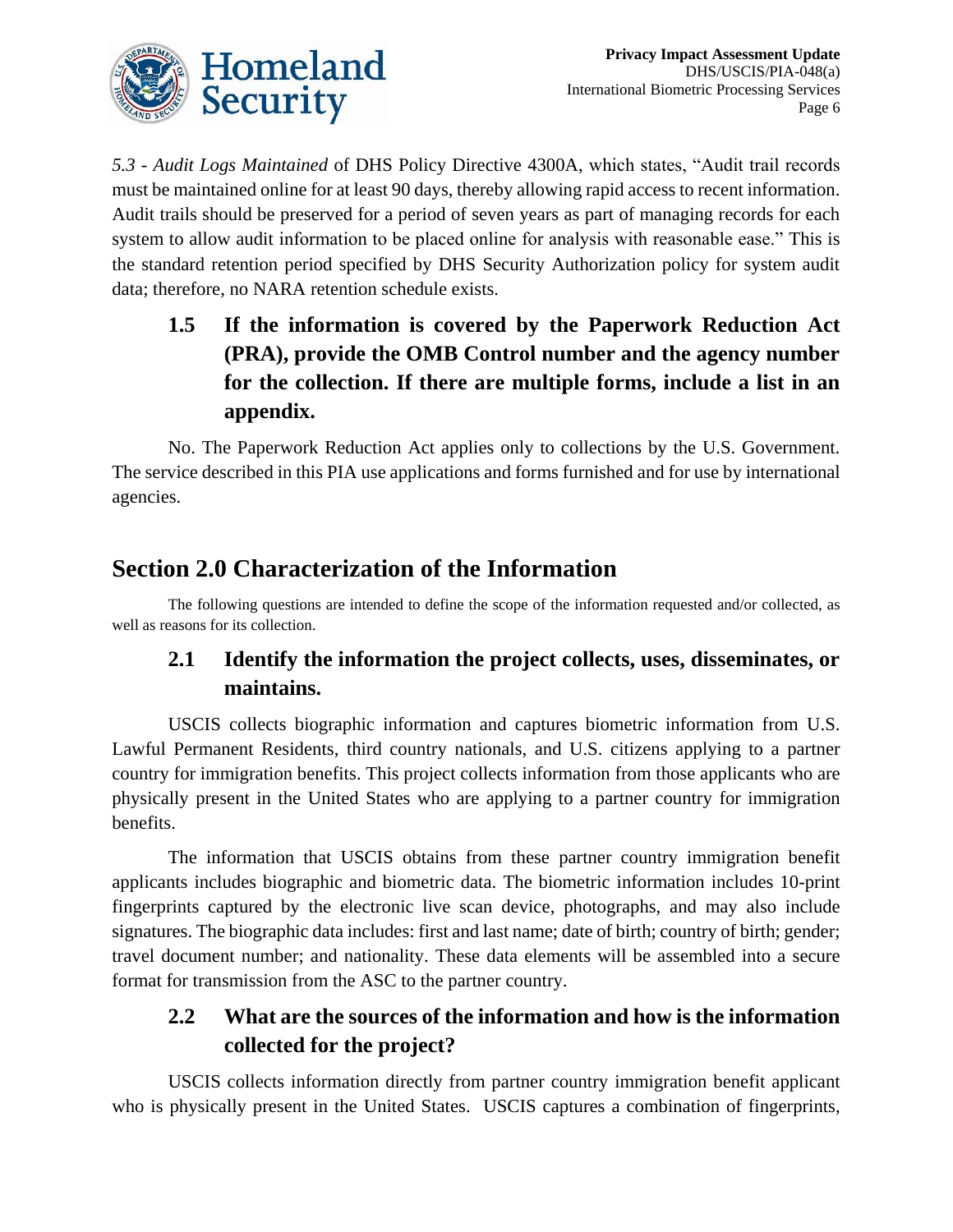*5.3 - Audit Logs Maintained* of DHS Policy Directive 4300A, which states, "Audit trail records must be maintained online for at least 90 days, thereby allowing rapid access to recent information. Audit trails should be preserved for a period of seven years as part of managing records for each system to allow audit information to be placed online for analysis with reasonable ease." This is the standard retention period specified by DHS Security Authorization policy for system audit data; therefore, no NARA retention schedule exists.

### 1.5 If the information is covered by the Paperwork Reduction Act (PRA), provide the OMB Control number and the agency number for the collection. If there are multiple forms, include a list in an appendix.

No. The Paperwork Reduction Act applies only to collections by the U.S. Government. The service described in this PIA use applications and forms furnished and for use by international agencies.

## Section 2.0 Characterization of the Information

The following questions are intended to define the scope of the information requested and/or collected, as well as reasons for its collection.

### 2.1 Identify the information the project collects, uses, disseminates, or maintains.

USCIS collects biographic information and captures biometric information from U.S. Lawful Permanent Residents, third country nationals, and U.S. citizens applying to a partner country for immigration benefits. This project collects information from those applicants who are physically present in the United States who are applying to a partner country for immigration benefits.

The information that USCIS obtains from these partner country immigration benefit applicants includes biographic and biometric data. The biometric information includes 10-print fingerprints captured by the electronic live scan device, photographs, and may also include signatures. The biographic data includes: first and last name; date of birth; country of birth; gender; travel document number; and nationality. These data elements will be assembled into a secure format for transmission from the ASC to the partner country.

### 2.2 What are the sources of the information and how is the information collected for the project?

USCIS collects information directly from partner country immigration benefit applicant who is physically present in the United States. USCIS captures a combination of fingerprints,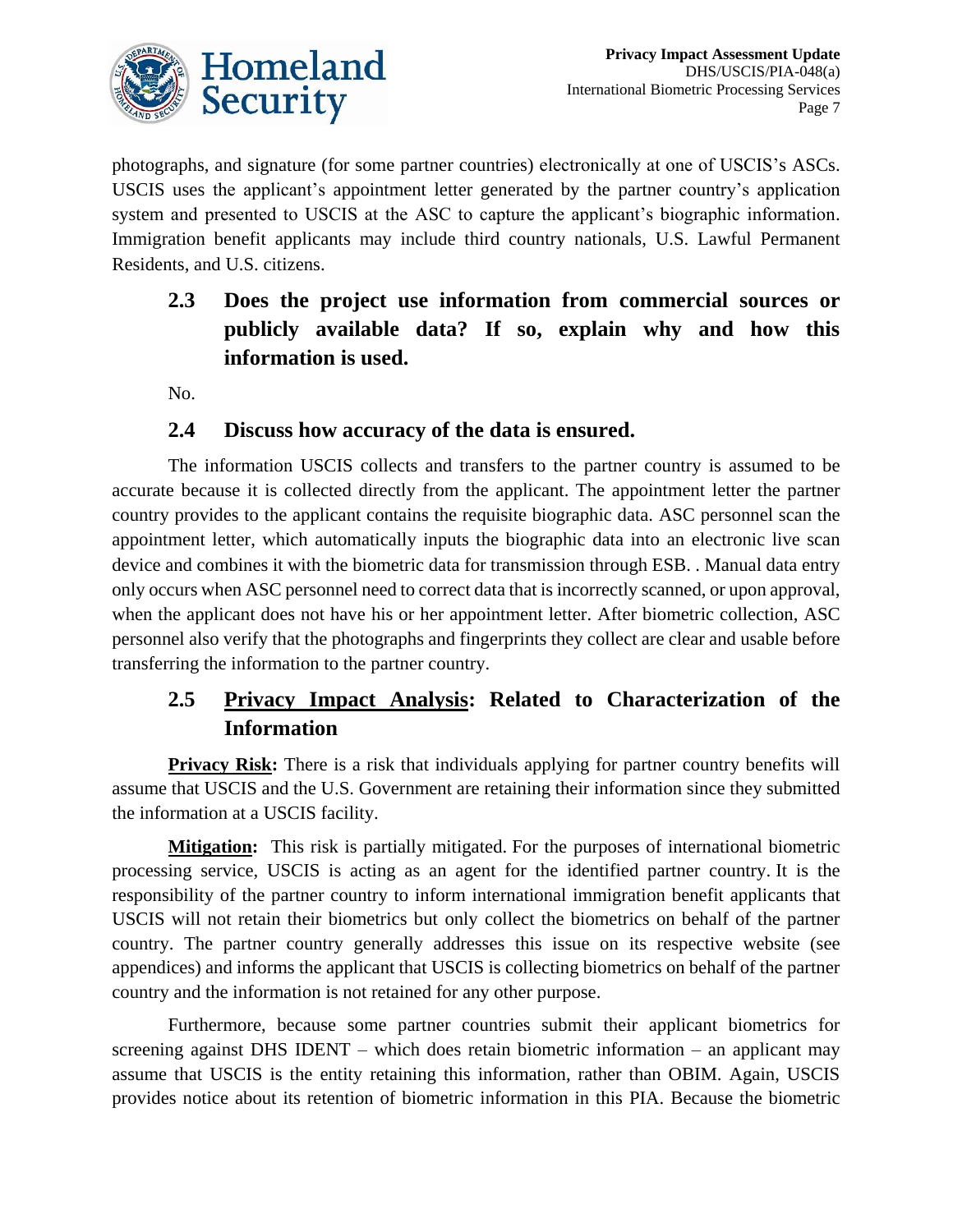photographs, and signature (for some partner countries) electronically at one of USCIS's ASCs. USCIS uses the applicant's appointment letter generated by the partner country's application system and presented to USCIS at the ASC to capture the applicant's biographic information. Immigration benefit applicants may include third country nationals, U.S. Lawful Permanent Residents, and U.S. citizens.

### 2.3 Does the project use information from commercial sources or publicly available data? If so, explain why and how this information is used.

No.

### 2.4 Discuss how accuracy of the data is ensured.

The information USCIS collects and transfers to the partner country is assumed to be accurate because it is collected directly from the applicant. The appointment letter the partner country provides to the applicant contains the requisite biographic data. ASC personnel scan the appointment letter, which automatically inputs the biographic data into an electronic live scan device and combines it with the biometric data for transmission through ESB. . Manual data entry only occurs when ASC personnel need to correct data that is incorrectly scanned, or upon approval, when the applicant does not have his or her appointment letter. After biometric collection, ASC personnel also verify that the photographs and fingerprints they collect are clear and usable before transferring the information to the partner country.

### 2.5 Privacy Impact Analysis: Related to Characterization of the Information

**Privacy Risk:** There is a risk that individuals applying for partner country benefits will assume that USCIS and the U.S. Government are retaining their information since they submitted the information at a USCIS facility.

**Mitigation:** This risk is partially mitigated. For the purposes of international biometric processing service, USCIS is acting as an agent for the identified partner country. It is the responsibility of the partner country to inform international immigration benefit applicants that USCIS will not retain their biometrics but only collect the biometrics on behalf of the partner country. The partner country generally addresses this issue on its respective website (see appendices) and informs the applicant that USCIS is collecting biometrics on behalf of the partner country and the information is not retained for any other purpose.

Furthermore, because some partner countries submit their applicant biometrics for screening against DHS IDENT – which does retain biometric information – an applicant may assume that USCIS is the entity retaining this information, rather than OBIM. Again, USCIS provides notice about its retention of biometric information in this PIA. Because the biometric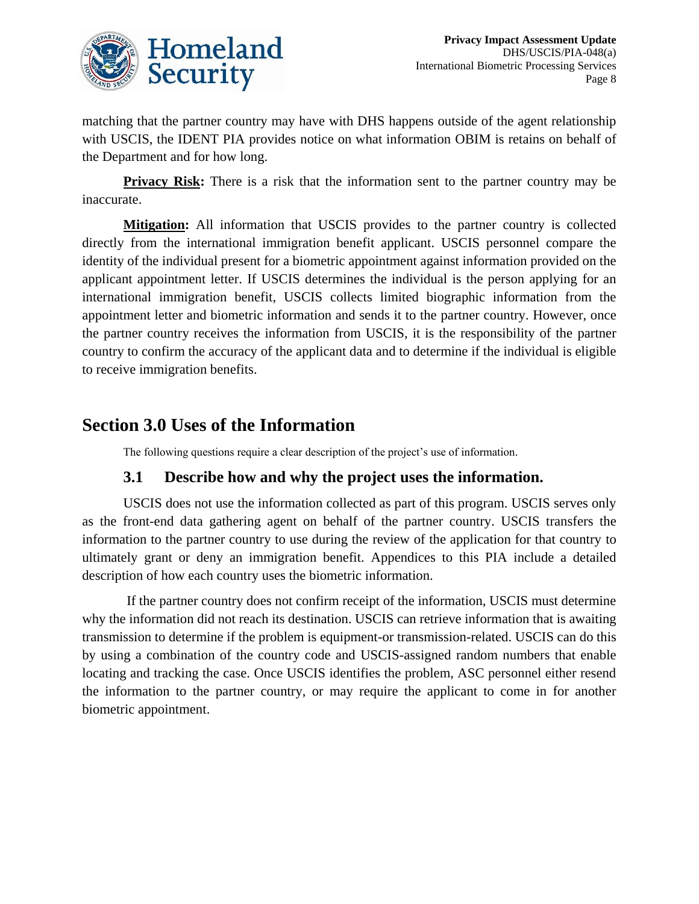matching that the partner country may have with DHS happens outside of the agent relationship with USCIS, the IDENT PIA provides notice on what information OBIM is retains on behalf of the Department and for how long.

**Privacy Risk:** There is a risk that the information sent to the partner country may be inaccurate.

**Mitigation:** All information that USCIS provides to the partner country is collected directly from the international immigration benefit applicant. USCIS personnel compare the identity of the individual present for a biometric appointment against information provided on the applicant appointment letter. If USCIS determines the individual is the person applying for an international immigration benefit, USCIS collects limited biographic information from the appointment letter and biometric information and sends it to the partner country. However, once the partner country receives the information from USCIS, it is the responsibility of the partner country to confirm the accuracy of the applicant data and to determine if the individual is eligible to receive immigration benefits.

## Section 3.0 Uses of the Information

The following questions require a clear description of the project's use of information.

### 3.1 Describe how and why the project uses the information.

USCIS does not use the information collected as part of this program. USCIS serves only as the front-end data gathering agent on behalf of the partner country. USCIS transfers the information to the partner country to use during the review of the application for that country to ultimately grant or deny an immigration benefit. Appendices to this PIA include a detailed description of how each country uses the biometric information.

If the partner country does not confirm receipt of the information, USCIS must determine why the information did not reach its destination. USCIS can retrieve information that is awaiting transmission to determine if the problem is equipment-or transmission-related. USCIS can do this by using a combination of the country code and USCIS-assigned random numbers that enable locating and tracking the case. Once USCIS identifies the problem, ASC personnel either resend the information to the partner country, or may require the applicant to come in for another biometric appointment.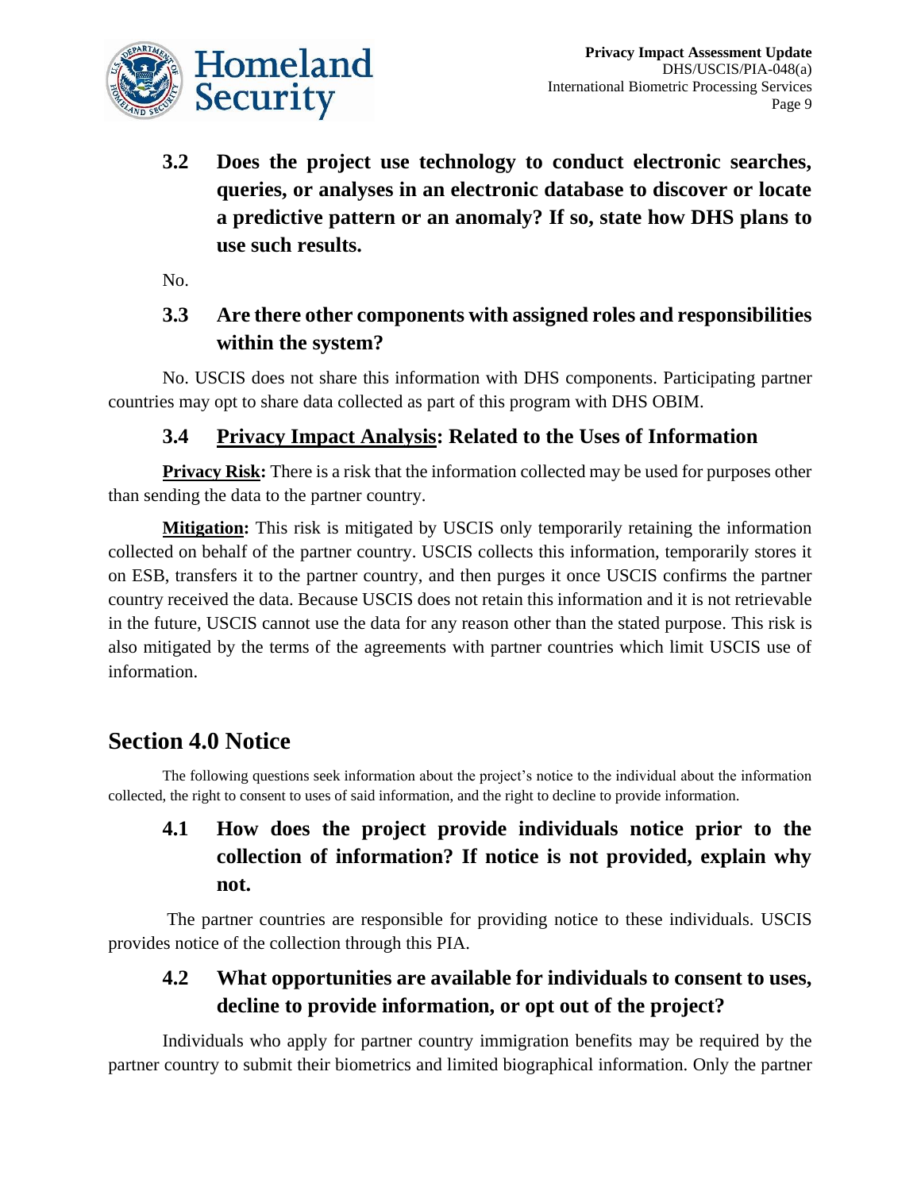### 3.2 Does the project use technology to conduct electronic searches, queries, or analyses in an electronic database to discover or locate a predictive pattern or an anomaly? If so, state how DHS plans to use such results.

No.

### 3.3 Are there other components with assigned roles and responsibilities within the system?

No. USCIS does not share this information with DHS components. Participating partner countries may opt to share data collected as part of this program with DHS OBIM.

### 3.4 Privacy Impact Analysis: Related to the Uses of Information

**Privacy Risk:** There is a risk that the information collected may be used for purposes other than sending the data to the partner country.

**Mitigation:** This risk is mitigated by USCIS only temporarily retaining the information collected on behalf of the partner country. USCIS collects this information, temporarily stores it on ESB, transfers it to the partner country, and then purges it once USCIS confirms the partner country received the data. Because USCIS does not retain this information and it is not retrievable in the future, USCIS cannot use the data for any reason other than the stated purpose. This risk is also mitigated by the terms of the agreements with partner countries which limit USCIS use of information.

## Section 4.0 Notice

The following questions seek information about the project's notice to the individual about the information collected, the right to consent to uses of said information, and the right to decline to provide information.

### 4.1 How does the project provide individuals notice prior to the collection of information? If notice is not provided, explain why not.

The partner countries are responsible for providing notice to these individuals. USCIS provides notice of the collection through this PIA.

### 4.2 What opportunities are available for individuals to consent to uses, decline to provide information, or opt out of the project?

Individuals who apply for partner country immigration benefits may be required by the partner country to submit their biometrics and limited biographical information. Only the partner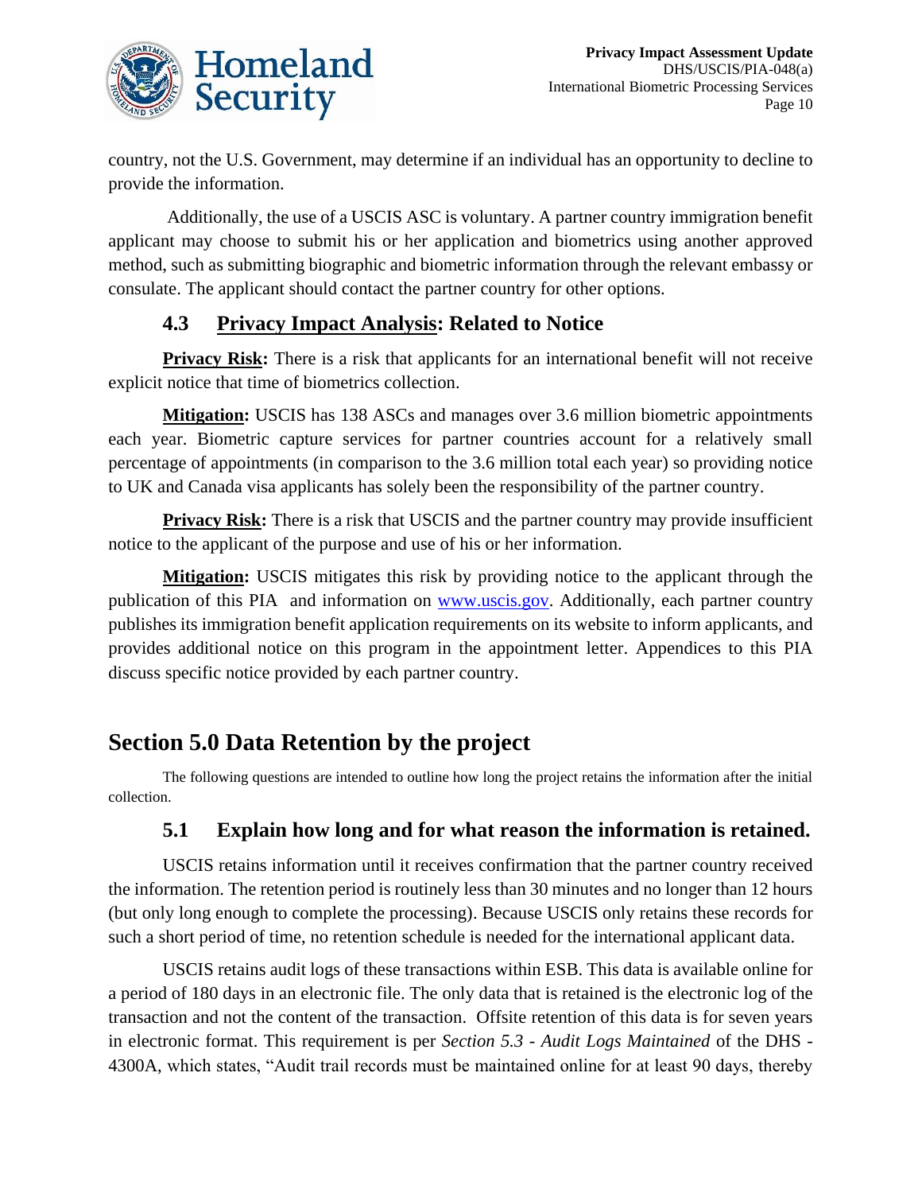country, not the U.S. Government, may determine if an individual has an opportunity to decline to provide the information.

Additionally, the use of a USCIS ASC is voluntary. A partner country immigration benefit applicant may choose to submit his or her application and biometrics using another approved method, such as submitting biographic and biometric information through the relevant embassy or consulate. The applicant should contact the partner country for other options.

### 4.3 Privacy Impact Analysis: Related to Notice

**Privacy Risk:** There is a risk that applicants for an international benefit will not receive explicit notice that time of biometrics collection.

**Mitigation:** USCIS has 138 ASCs and manages over 3.6 million biometric appointments each year. Biometric capture services for partner countries account for a relatively small percentage of appointments (in comparison to the 3.6 million total each year) so providing notice to UK and Canada visa applicants has solely been the responsibility of the partner country.

**Privacy Risk:** There is a risk that USCIS and the partner country may provide insufficient notice to the applicant of the purpose and use of his or her information.

**Mitigation:** USCIS mitigates this risk by providing notice to the applicant through the publication of this PIA and information on www.uscis.gov. Additionally, each partner country publishes its immigration benefit application requirements on its website to inform applicants, and provides additional notice on this program in the appointment letter. Appendices to this PIA discuss specific notice provided by each partner country.

## Section 5.0 Data Retention by the project

The following questions are intended to outline how long the project retains the information after the initial collection.

### 5.1 Explain how long and for what reason the information is retained.

USCIS retains information until it receives confirmation that the partner country received the information. The retention period is routinely less than 30 minutes and no longer than 12 hours (but only long enough to complete the processing). Because USCIS only retains these records for such a short period of time, no retention schedule is needed for the international applicant data.

USCIS retains audit logs of these transactions within ESB. This data is available online for a period of 180 days in an electronic file. The only data that is retained is the electronic log of the transaction and not the content of the transaction. Offsite retention of this data is for seven years in electronic format. This requirement is per *Section 5.3 - Audit Logs Maintained* of the DHS - 4300A, which states, "Audit trail records must be maintained online for at least 90 days, thereby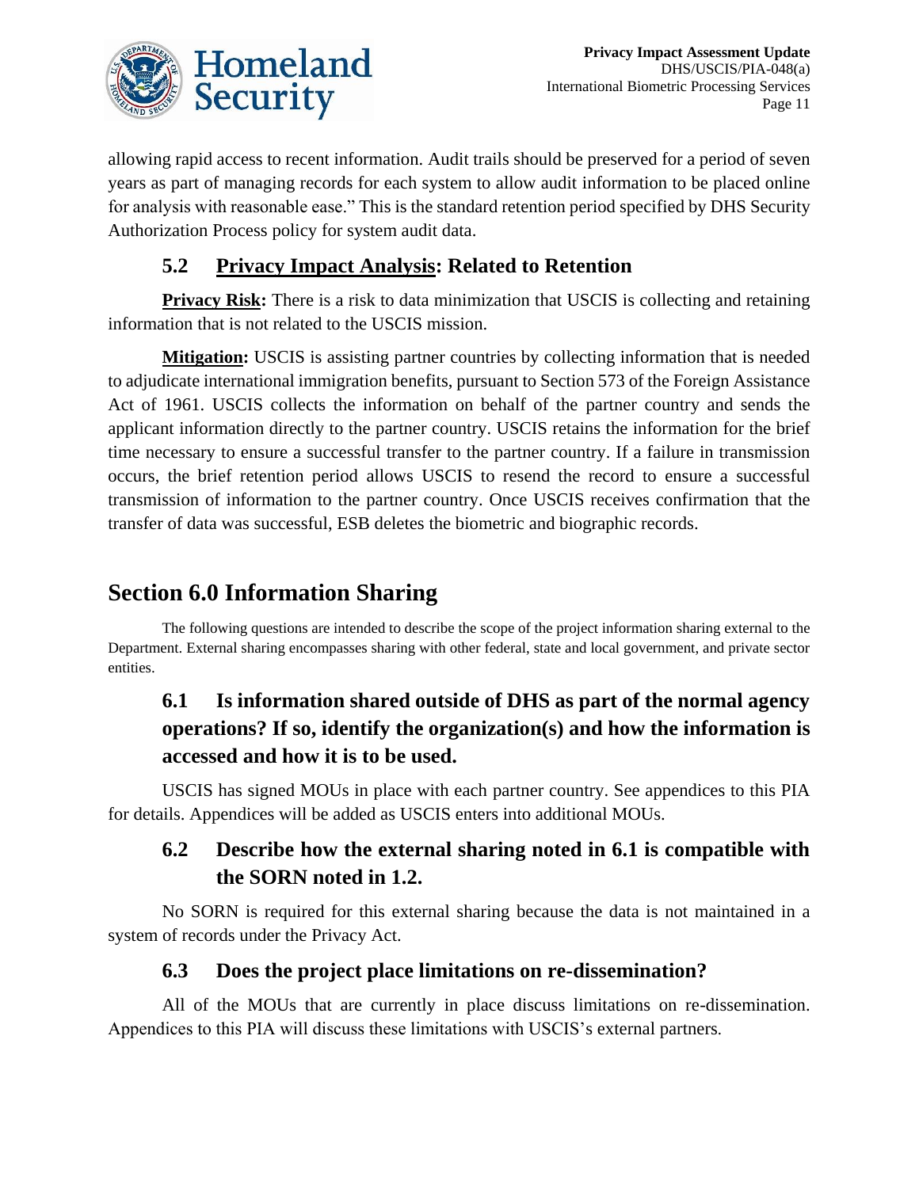allowing rapid access to recent information. Audit trails should be preserved for a period of seven years as part of managing records for each system to allow audit information to be placed online for analysis with reasonable ease." This is the standard retention period specified by DHS Security Authorization Process policy for system audit data.

### 5.2 Privacy Impact Analysis: Related to Retention

**Privacy Risk:** There is a risk to data minimization that USCIS is collecting and retaining information that is not related to the USCIS mission.

**Mitigation:** USCIS is assisting partner countries by collecting information that is needed to adjudicate international immigration benefits, pursuant to Section 573 of the Foreign Assistance Act of 1961. USCIS collects the information on behalf of the partner country and sends the applicant information directly to the partner country. USCIS retains the information for the brief time necessary to ensure a successful transfer to the partner country. If a failure in transmission occurs, the brief retention period allows USCIS to resend the record to ensure a successful transmission of information to the partner country. Once USCIS receives confirmation that the transfer of data was successful, ESB deletes the biometric and biographic records.

## Section 6.0 Information Sharing

The following questions are intended to describe the scope of the project information sharing external to the Department. External sharing encompasses sharing with other federal, state and local government, and private sector entities.

### 6.1 Is information shared outside of DHS as part of the normal agency operations? If so, identify the organization(s) and how the information is accessed and how it is to be used.

USCIS has signed MOUs in place with each partner country. See appendices to this PIA for details. Appendices will be added as USCIS enters into additional MOUs.

### 6.2 Describe how the external sharing noted in 6.1 is compatible with the SORN noted in 1.2.

No SORN is required for this external sharing because the data is not maintained in a system of records under the Privacy Act.

### 6.3 Does the project place limitations on re-dissemination?

All of the MOUs that are currently in place discuss limitations on re-dissemination. Appendices to this PIA will discuss these limitations with USCIS's external partners.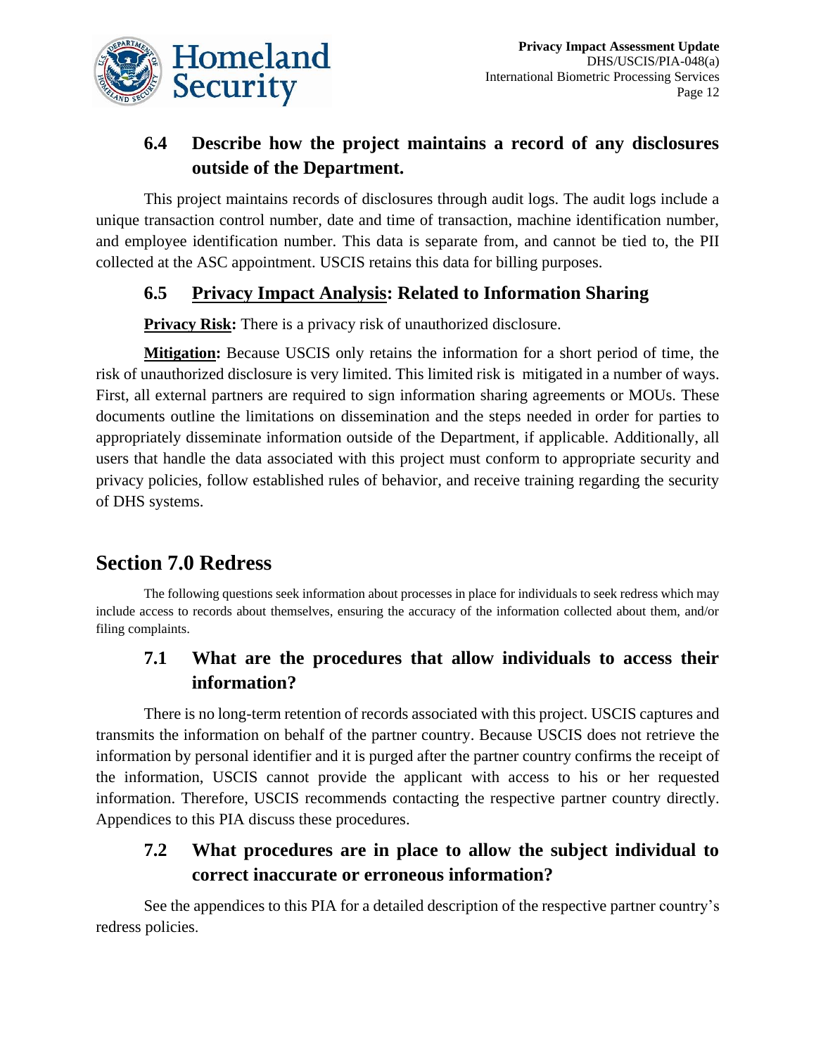### 6.4 Describe how the project maintains a record of any disclosures outside of the Department.

This project maintains records of disclosures through audit logs. The audit logs include a unique transaction control number, date and time of transaction, machine identification number, and employee identification number. This data is separate from, and cannot be tied to, the PII collected at the ASC appointment. USCIS retains this data for billing purposes.

### 6.5 Privacy Impact Analysis: Related to Information Sharing

**Privacy Risk:** There is a privacy risk of unauthorized disclosure.

**Mitigation:** Because USCIS only retains the information for a short period of time, the risk of unauthorized disclosure is very limited. This limited risk is mitigated in a number of ways. First, all external partners are required to sign information sharing agreements or MOUs. These documents outline the limitations on dissemination and the steps needed in order for parties to appropriately disseminate information outside of the Department, if applicable. Additionally, all users that handle the data associated with this project must conform to appropriate security and privacy policies, follow established rules of behavior, and receive training regarding the security of DHS systems.

## Section 7.0 Redress

The following questions seek information about processes in place for individuals to seek redress which may include access to records about themselves, ensuring the accuracy of the information collected about them, and/or filing complaints.

### 7.1 What are the procedures that allow individuals to access their information?

There is no long-term retention of records associated with this project. USCIS captures and transmits the information on behalf of the partner country. Because USCIS does not retrieve the information by personal identifier and it is purged after the partner country confirms the receipt of the information, USCIS cannot provide the applicant with access to his or her requested information. Therefore, USCIS recommends contacting the respective partner country directly. Appendices to this PIA discuss these procedures.

### 7.2 What procedures are in place to allow the subject individual to correct inaccurate or erroneous information?

See the appendices to this PIA for a detailed description of the respective partner country's redress policies.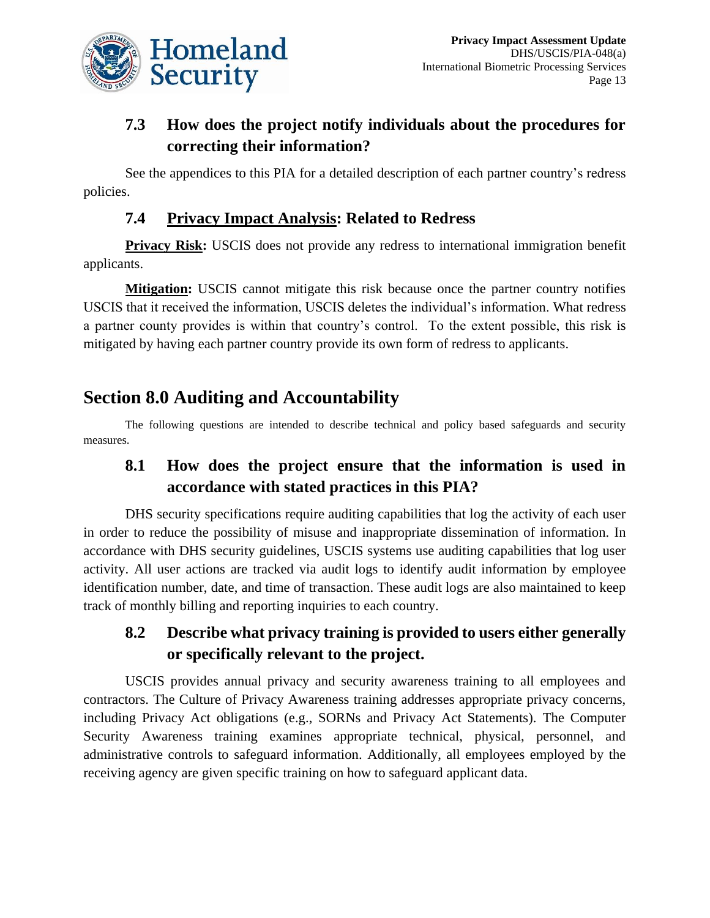### 7.3 How does the project notify individuals about the procedures for correcting their information?

See the appendices to this PIA for a detailed description of each partner country's redress policies.

### 7.4 Privacy Impact Analysis: Related to Redress

**Privacy Risk:** USCIS does not provide any redress to international immigration benefit applicants.

**Mitigation:** USCIS cannot mitigate this risk because once the partner country notifies USCIS that it received the information, USCIS deletes the individual's information. What redress a partner county provides is within that country's control. To the extent possible, this risk is mitigated by having each partner country provide its own form of redress to applicants.

## Section 8.0 Auditing and Accountability

The following questions are intended to describe technical and policy based safeguards and security measures.

### 8.1 How does the project ensure that the information is used in accordance with stated practices in this PIA?

DHS security specifications require auditing capabilities that log the activity of each user in order to reduce the possibility of misuse and inappropriate dissemination of information. In accordance with DHS security guidelines, USCIS systems use auditing capabilities that log user activity. All user actions are tracked via audit logs to identify audit information by employee identification number, date, and time of transaction. These audit logs are also maintained to keep track of monthly billing and reporting inquiries to each country.

### 8.2 Describe what privacy training is provided to users either generally or specifically relevant to the project.

USCIS provides annual privacy and security awareness training to all employees and contractors. The Culture of Privacy Awareness training addresses appropriate privacy concerns, including Privacy Act obligations (e.g., SORNs and Privacy Act Statements). The Computer Security Awareness training examines appropriate technical, physical, personnel, and administrative controls to safeguard information. Additionally, all employees employed by the receiving agency are given specific training on how to safeguard applicant data.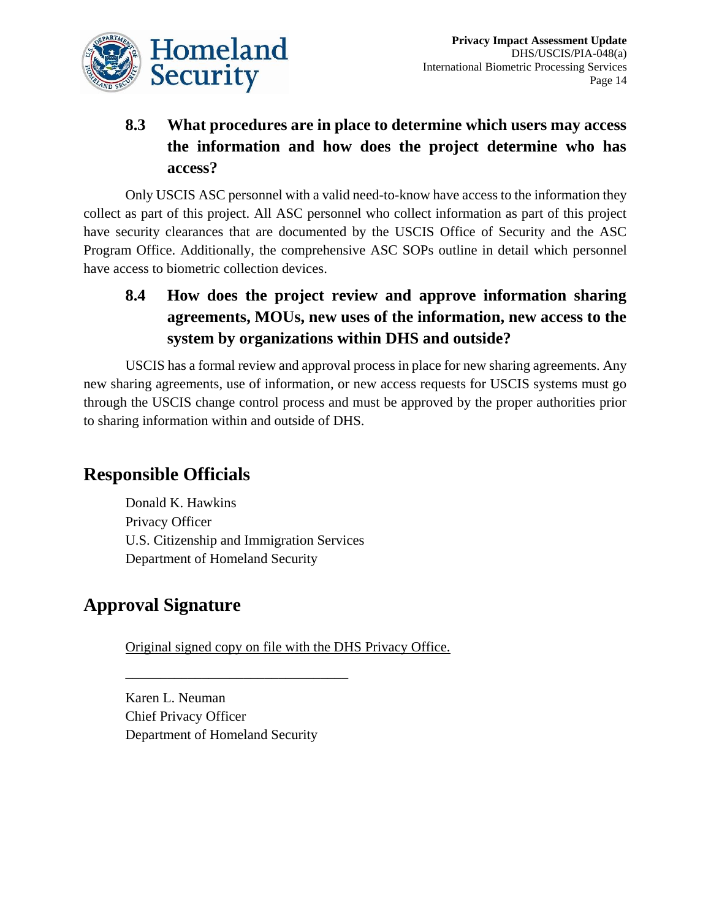### 8.3 What procedures are in place to determine which users may access the information and how does the project determine who has access?

Only USCIS ASC personnel with a valid need-to-know have access to the information they collect as part of this project. All ASC personnel who collect information as part of this project have security clearances that are documented by the USCIS Office of Security and the ASC Program Office. Additionally, the comprehensive ASC SOPs outline in detail which personnel have access to biometric collection devices.

### 8.4 How does the project review and approve information sharing agreements, MOUs, new uses of the information, new access to the system by organizations within DHS and outside?

USCIS has a formal review and approval process in place for new sharing agreements. Any new sharing agreements, use of information, or new access requests for USCIS systems must go through the USCIS change control process and must be approved by the proper authorities prior to sharing information within and outside of DHS.

## Responsible Officials

Donald K. Hawkins
Privacy Officer
U.S. Citizenship and Immigration Services
Department of Homeland Security

## Approval Signature

Original signed copy on file with the DHS Privacy Office.

________________________________

Karen L. Neuman
Chief Privacy Officer
Department of Homeland Security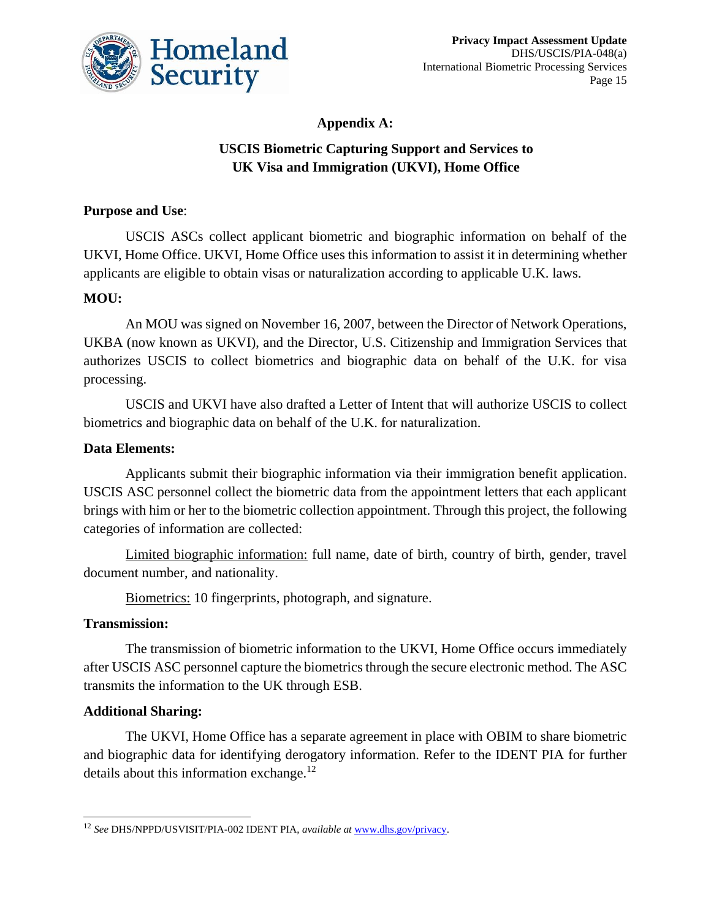## Appendix A:

## USCIS Biometric Capturing Support and Services to UK Visa and Immigration (UKVI), Home Office

**Purpose and Use**:

USCIS ASCs collect applicant biometric and biographic information on behalf of the UKVI, Home Office. UKVI, Home Office uses this information to assist it in determining whether applicants are eligible to obtain visas or naturalization according to applicable U.K. laws.

**MOU:**

An MOU was signed on November 16, 2007, between the Director of Network Operations, UKBA (now known as UKVI), and the Director, U.S. Citizenship and Immigration Services that authorizes USCIS to collect biometrics and biographic data on behalf of the U.K. for visa processing.

USCIS and UKVI have also drafted a Letter of Intent that will authorize USCIS to collect biometrics and biographic data on behalf of the U.K. for naturalization.

**Data Elements:**

Applicants submit their biographic information via their immigration benefit application. USCIS ASC personnel collect the biometric data from the appointment letters that each applicant brings with him or her to the biometric collection appointment. Through this project, the following categories of information are collected:

Limited biographic information: full name, date of birth, country of birth, gender, travel document number, and nationality.

Biometrics: 10 fingerprints, photograph, and signature.

**Transmission:**

The transmission of biometric information to the UKVI, Home Office occurs immediately after USCIS ASC personnel capture the biometrics through the secure electronic method. The ASC transmits the information to the UK through ESB.

**Additional Sharing:**

The UKVI, Home Office has a separate agreement in place with OBIM to share biometric and biographic data for identifying derogatory information. Refer to the IDENT PIA for further details about this information exchange.[12]

---

[12] *See* DHS/NPPD/USVISIT/PIA-002 IDENT PIA, *available at* www.dhs.gov/privacy.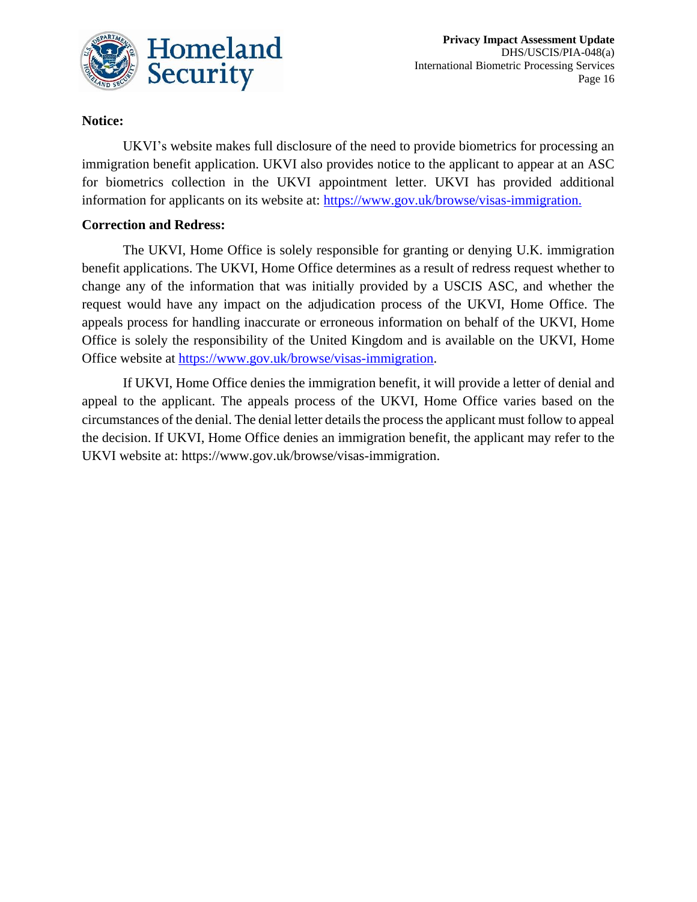**Notice:**

UKVI's website makes full disclosure of the need to provide biometrics for processing an immigration benefit application. UKVI also provides notice to the applicant to appear at an ASC for biometrics collection in the UKVI appointment letter. UKVI has provided additional information for applicants on its website at: [https://www.gov.uk/browse/visas-immigration.](https://www.gov.uk/browse/visas-immigration)

**Correction and Redress:**

The UKVI, Home Office is solely responsible for granting or denying U.K. immigration benefit applications. The UKVI, Home Office determines as a result of redress request whether to change any of the information that was initially provided by a USCIS ASC, and whether the request would have any impact on the adjudication process of the UKVI, Home Office. The appeals process for handling inaccurate or erroneous information on behalf of the UKVI, Home Office is solely the responsibility of the United Kingdom and is available on the UKVI, Home Office website at [https://www.gov.uk/browse/visas-immigration](https://www.gov.uk/browse/visas-immigration).

If UKVI, Home Office denies the immigration benefit, it will provide a letter of denial and appeal to the applicant. The appeals process of the UKVI, Home Office varies based on the circumstances of the denial. The denial letter details the process the applicant must follow to appeal the decision. If UKVI, Home Office denies an immigration benefit, the applicant may refer to the UKVI website at: https://www.gov.uk/browse/visas-immigration.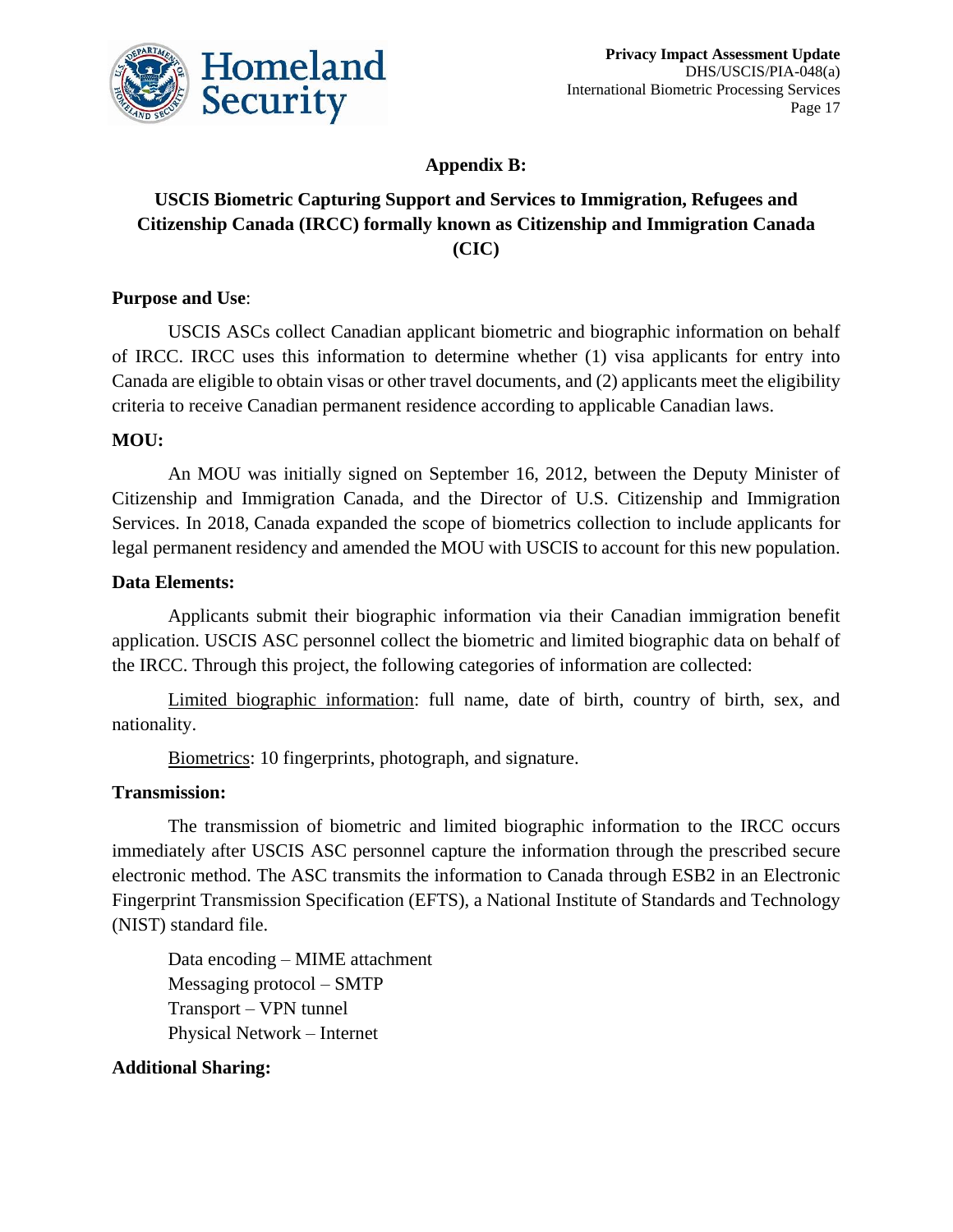## Appendix B:

## USCIS Biometric Capturing Support and Services to Immigration, Refugees and Citizenship Canada (IRCC) formally known as Citizenship and Immigration Canada (CIC)

**Purpose and Use**:

USCIS ASCs collect Canadian applicant biometric and biographic information on behalf of IRCC. IRCC uses this information to determine whether (1) visa applicants for entry into Canada are eligible to obtain visas or other travel documents, and (2) applicants meet the eligibility criteria to receive Canadian permanent residence according to applicable Canadian laws.

**MOU:**

An MOU was initially signed on September 16, 2012, between the Deputy Minister of Citizenship and Immigration Canada, and the Director of U.S. Citizenship and Immigration Services. In 2018, Canada expanded the scope of biometrics collection to include applicants for legal permanent residency and amended the MOU with USCIS to account for this new population.

**Data Elements:**

Applicants submit their biographic information via their Canadian immigration benefit application. USCIS ASC personnel collect the biometric and limited biographic data on behalf of the IRCC. Through this project, the following categories of information are collected:

Limited biographic information: full name, date of birth, country of birth, sex, and nationality.

Biometrics: 10 fingerprints, photograph, and signature.

**Transmission:**

The transmission of biometric and limited biographic information to the IRCC occurs immediately after USCIS ASC personnel capture the information through the prescribed secure electronic method. The ASC transmits the information to Canada through ESB2 in an Electronic Fingerprint Transmission Specification (EFTS), a National Institute of Standards and Technology (NIST) standard file.

Data encoding – MIME attachment
Messaging protocol – SMTP
Transport – VPN tunnel
Physical Network – Internet

**Additional Sharing:**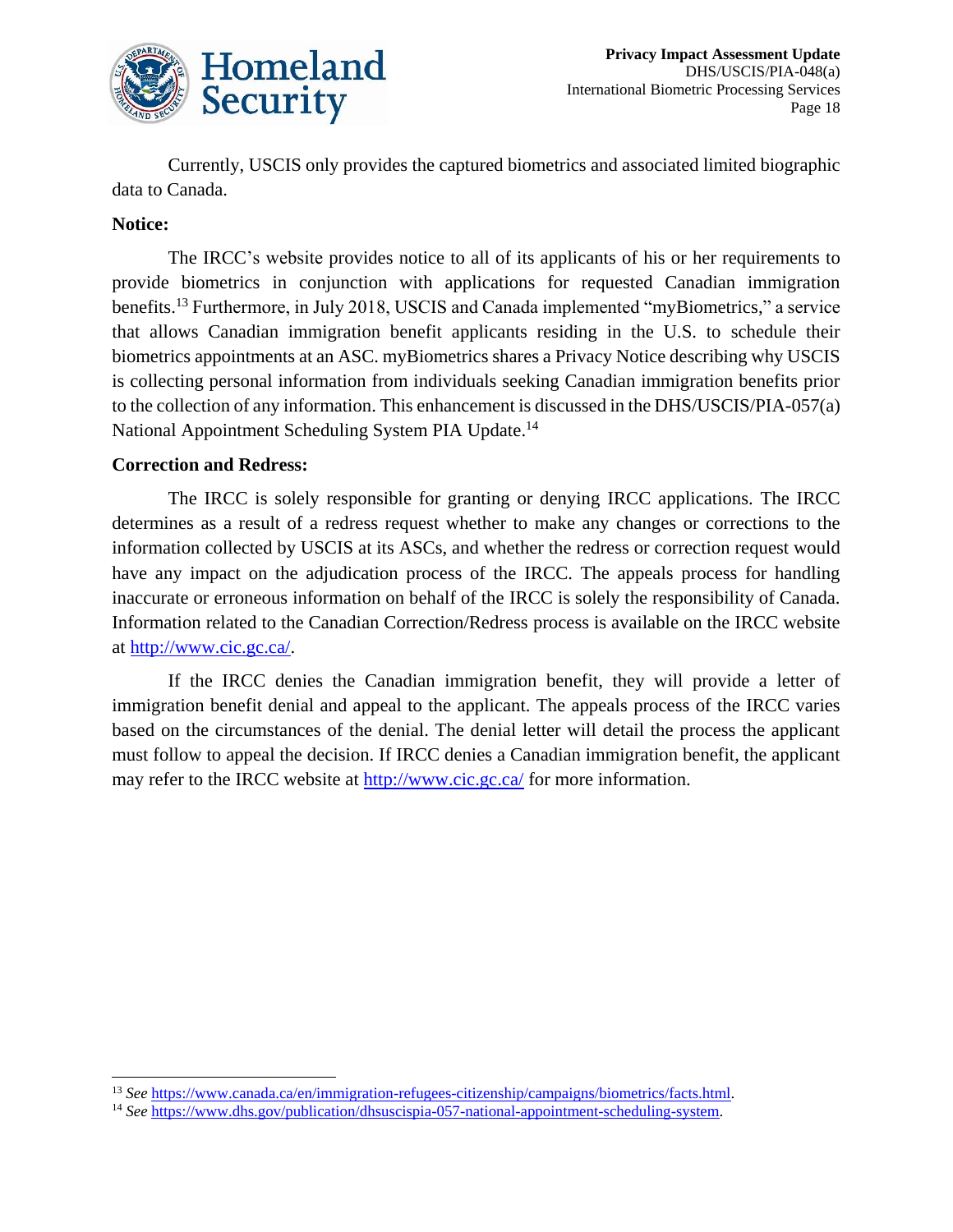Currently, USCIS only provides the captured biometrics and associated limited biographic data to Canada.

**Notice:**

The IRCC's website provides notice to all of its applicants of his or her requirements to provide biometrics in conjunction with applications for requested Canadian immigration benefits.[13] Furthermore, in July 2018, USCIS and Canada implemented "myBiometrics," a service that allows Canadian immigration benefit applicants residing in the U.S. to schedule their biometrics appointments at an ASC. myBiometrics shares a Privacy Notice describing why USCIS is collecting personal information from individuals seeking Canadian immigration benefits prior to the collection of any information. This enhancement is discussed in the DHS/USCIS/PIA-057(a) National Appointment Scheduling System PIA Update.[14]

**Correction and Redress:**

The IRCC is solely responsible for granting or denying IRCC applications. The IRCC determines as a result of a redress request whether to make any changes or corrections to the information collected by USCIS at its ASCs, and whether the redress or correction request would have any impact on the adjudication process of the IRCC. The appeals process for handling inaccurate or erroneous information on behalf of the IRCC is solely the responsibility of Canada. Information related to the Canadian Correction/Redress process is available on the IRCC website at http://www.cic.gc.ca/.

If the IRCC denies the Canadian immigration benefit, they will provide a letter of immigration benefit denial and appeal to the applicant. The appeals process of the IRCC varies based on the circumstances of the denial. The denial letter will detail the process the applicant must follow to appeal the decision. If IRCC denies a Canadian immigration benefit, the applicant may refer to the IRCC website at http://www.cic.gc.ca/ for more information.

---

[13] *See* https://www.canada.ca/en/immigration-refugees-citizenship/campaigns/biometrics/facts.html.

[14] *See* https://www.dhs.gov/publication/dhsuscispia-057-national-appointment-scheduling-system.